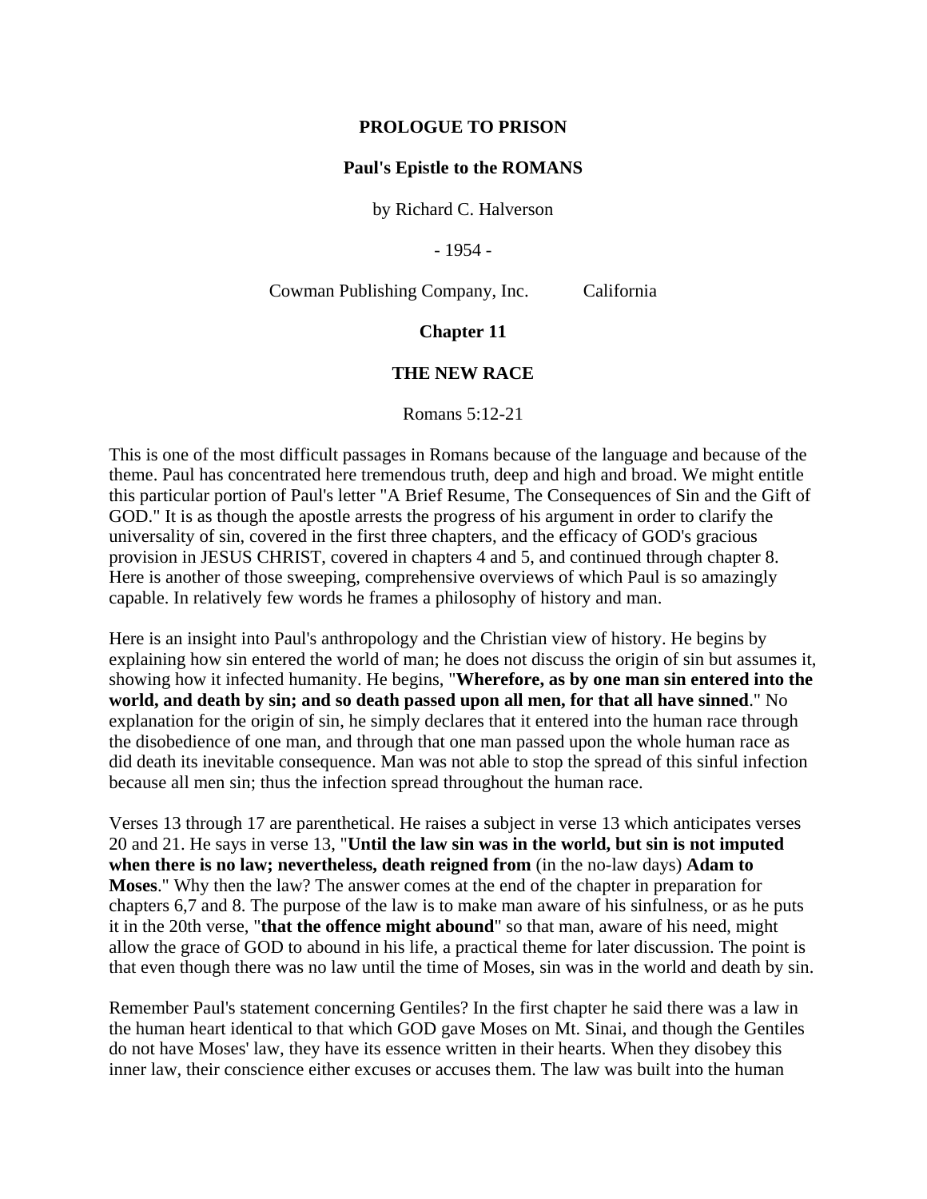# PROLOGUE TO PRISON

## Paul's Epistle to the ROMANS

by Richard C. Halverson

- 1954 -

Cowman Publishing Company, Inc. California

## Chapter 11

## THE NEW RACE

Romans 5:12-21

This is one of the most difficult passages in Romans because of the language and because of the theme. Paul has concentrated here tremendous truth, deep and high and broad. We might entitle this particular portion of Paul's letter "A Brief Resume, The Consequences of Sin and the Gift of GOD." It is as though the apostle arrests the progress of his argument in order to clarify the universality of sin, covered in the first three chapters, and the efficacy of GOD's gracious provision in JESUS CHRIST, covered in chapters 4 and 5, and continued through chapter 8. Here is another of those sweeping, comprehensive overviews of which Paul is so amazingly capable. In relatively few words he frames a philosophy of history and man.

Here is an insight into Paul's anthropology and the Christian view of history. He begins by explaining how sin entered the world of man; he does not discuss the origin of sin but assumes it, showing how it infected humanity. He begins, "**Wherefore, as by one man sin entered into the world, and death by sin; and so death passed upon all men, for that all have sinned**." No explanation for the origin of sin, he simply declares that it entered into the human race through the disobedience of one man, and through that one man passed upon the whole human race as did death its inevitable consequence. Man was not able to stop the spread of this sinful infection because all men sin; thus the infection spread throughout the human race.

Verses 13 through 17 are parenthetical. He raises a subject in verse 13 which anticipates verses 20 and 21. He says in verse 13, "**Until the law sin was in the world, but sin is not imputed when there is no law; nevertheless, death reigned from** (in the no-law days) **Adam to Moses**." Why then the law? The answer comes at the end of the chapter in preparation for chapters 6,7 and 8. The purpose of the law is to make man aware of his sinfulness, or as he puts it in the 20th verse, "**that the offence might abound**" so that man, aware of his need, might allow the grace of GOD to abound in his life, a practical theme for later discussion. The point is that even though there was no law until the time of Moses, sin was in the world and death by sin.

Remember Paul's statement concerning Gentiles? In the first chapter he said there was a law in the human heart identical to that which GOD gave Moses on Mt. Sinai, and though the Gentiles do not have Moses' law, they have its essence written in their hearts. When they disobey this inner law, their conscience either excuses or accuses them. The law was built into the human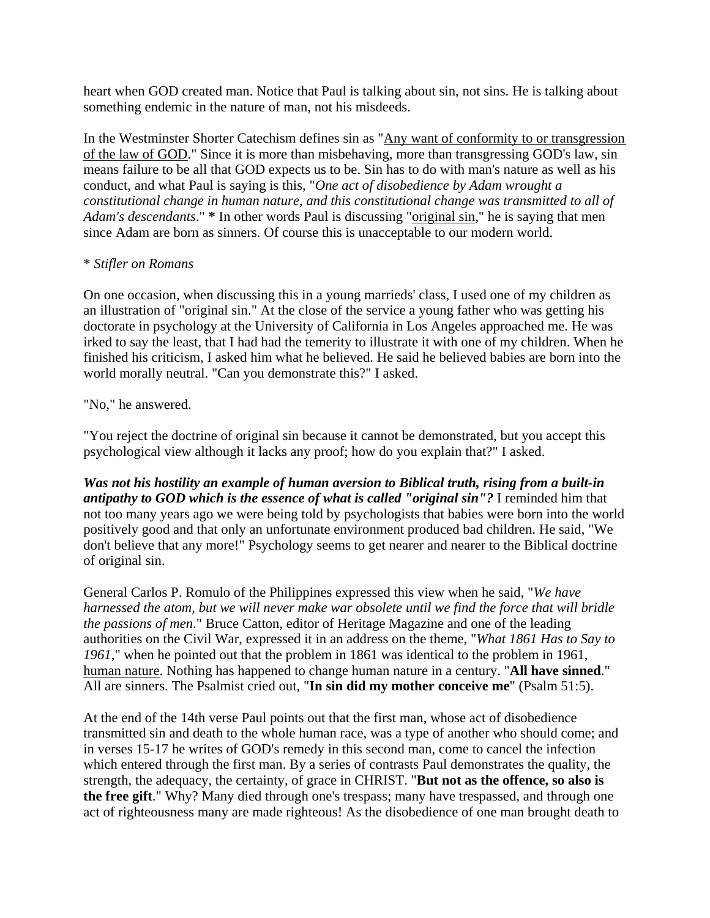heart when GOD created man. Notice that Paul is talking about sin, not sins. He is talking about something endemic in the nature of man, not his misdeeds.

In the Westminster Shorter Catechism defines sin as "Any want of conformity to or transgression of the law of GOD." Since it is more than misbehaving, more than transgressing GOD's law, sin means failure to be all that GOD expects us to be. Sin has to do with man's nature as well as his conduct, and what Paul is saying is this, "*One act of disobedience by Adam wrought a constitutional change in human nature, and this constitutional change was transmitted to all of Adam's descendants*." **\*** In other words Paul is discussing "original sin," he is saying that men since Adam are born as sinners. Of course this is unacceptable to our modern world.

\* *Stifler on Romans*

On one occasion, when discussing this in a young marrieds' class, I used one of my children as an illustration of "original sin." At the close of the service a young father who was getting his doctorate in psychology at the University of California in Los Angeles approached me. He was irked to say the least, that I had had the temerity to illustrate it with one of my children. When he finished his criticism, I asked him what he believed. He said he believed babies are born into the world morally neutral. "Can you demonstrate this?" I asked.

"No," he answered.

"You reject the doctrine of original sin because it cannot be demonstrated, but you accept this psychological view although it lacks any proof; how do you explain that?" I asked.

***Was not his hostility an example of human aversion to Biblical truth, rising from a built-in antipathy to GOD which is the essence of what is called "original sin"?*** I reminded him that not too many years ago we were being told by psychologists that babies were born into the world positively good and that only an unfortunate environment produced bad children. He said, "We don't believe that any more!" Psychology seems to get nearer and nearer to the Biblical doctrine of original sin.

General Carlos P. Romulo of the Philippines expressed this view when he said, "*We have harnessed the atom, but we will never make war obsolete until we find the force that will bridle the passions of men*." Bruce Catton, editor of Heritage Magazine and one of the leading authorities on the Civil War, expressed it in an address on the theme, "*What 1861 Has to Say to 1961*," when he pointed out that the problem in 1861 was identical to the problem in 1961, human nature. Nothing has happened to change human nature in a century. "**All have sinned**." All are sinners. The Psalmist cried out, "**In sin did my mother conceive me**" (Psalm 51:5).

At the end of the 14th verse Paul points out that the first man, whose act of disobedience transmitted sin and death to the whole human race, was a type of another who should come; and in verses 15-17 he writes of GOD's remedy in this second man, come to cancel the infection which entered through the first man. By a series of contrasts Paul demonstrates the quality, the strength, the adequacy, the certainty, of grace in CHRIST. "**But not as the offence, so also is the free gift**." Why? Many died through one's trespass; many have trespassed, and through one act of righteousness many are made righteous! As the disobedience of one man brought death to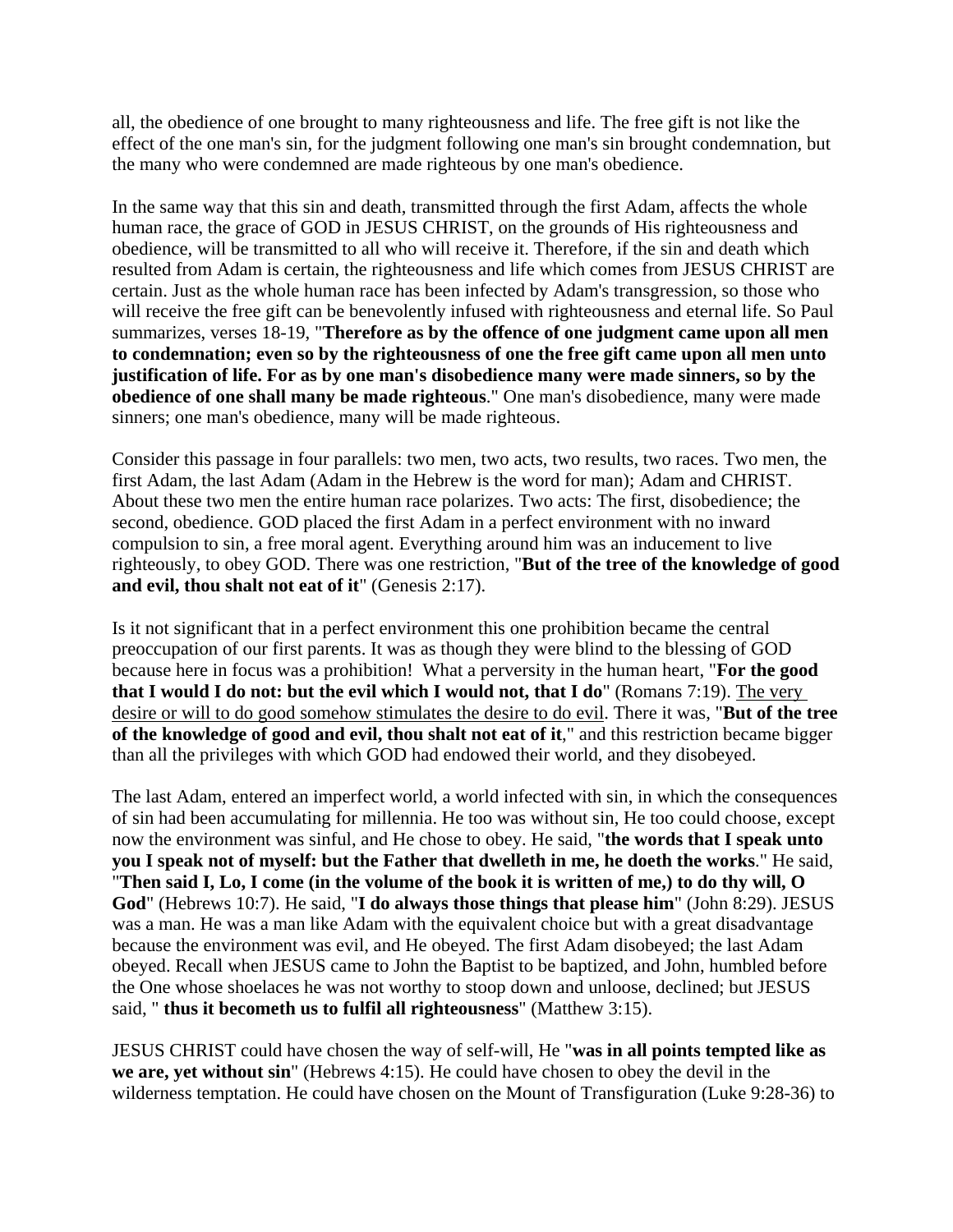all, the obedience of one brought to many righteousness and life. The free gift is not like the effect of the one man's sin, for the judgment following one man's sin brought condemnation, but the many who were condemned are made righteous by one man's obedience.

In the same way that this sin and death, transmitted through the first Adam, affects the whole human race, the grace of GOD in JESUS CHRIST, on the grounds of His righteousness and obedience, will be transmitted to all who will receive it. Therefore, if the sin and death which resulted from Adam is certain, the righteousness and life which comes from JESUS CHRIST are certain. Just as the whole human race has been infected by Adam's transgression, so those who will receive the free gift can be benevolently infused with righteousness and eternal life. So Paul summarizes, verses 18-19, "**Therefore as by the offence of one judgment came upon all men to condemnation; even so by the righteousness of one the free gift came upon all men unto justification of life. For as by one man's disobedience many were made sinners, so by the obedience of one shall many be made righteous**." One man's disobedience, many were made sinners; one man's obedience, many will be made righteous.

Consider this passage in four parallels: two men, two acts, two results, two races. Two men, the first Adam, the last Adam (Adam in the Hebrew is the word for man); Adam and CHRIST. About these two men the entire human race polarizes. Two acts: The first, disobedience; the second, obedience. GOD placed the first Adam in a perfect environment with no inward compulsion to sin, a free moral agent. Everything around him was an inducement to live righteously, to obey GOD. There was one restriction, "**But of the tree of the knowledge of good and evil, thou shalt not eat of it**" (Genesis 2:17).

Is it not significant that in a perfect environment this one prohibition became the central preoccupation of our first parents. It was as though they were blind to the blessing of GOD because here in focus was a prohibition! What a perversity in the human heart, "**For the good that I would I do not: but the evil which I would not, that I do**" (Romans 7:19). <u>The very desire or will to do good somehow stimulates the desire to do evil</u>. There it was, "**But of the tree of the knowledge of good and evil, thou shalt not eat of it**," and this restriction became bigger than all the privileges with which GOD had endowed their world, and they disobeyed.

The last Adam, entered an imperfect world, a world infected with sin, in which the consequences of sin had been accumulating for millennia. He too was without sin, He too could choose, except now the environment was sinful, and He chose to obey. He said, "**the words that I speak unto you I speak not of myself: but the Father that dwelleth in me, he doeth the works**." He said, "**Then said I, Lo, I come (in the volume of the book it is written of me,) to do thy will, O God**" (Hebrews 10:7). He said, "**I do always those things that please him**" (John 8:29). JESUS was a man. He was a man like Adam with the equivalent choice but with a great disadvantage because the environment was evil, and He obeyed. The first Adam disobeyed; the last Adam obeyed. Recall when JESUS came to John the Baptist to be baptized, and John, humbled before the One whose shoelaces he was not worthy to stoop down and unloose, declined; but JESUS said, " **thus it becometh us to fulfil all righteousness**" (Matthew 3:15).

JESUS CHRIST could have chosen the way of self-will, He "**was in all points tempted like as we are, yet without sin**" (Hebrews 4:15). He could have chosen to obey the devil in the wilderness temptation. He could have chosen on the Mount of Transfiguration (Luke 9:28-36) to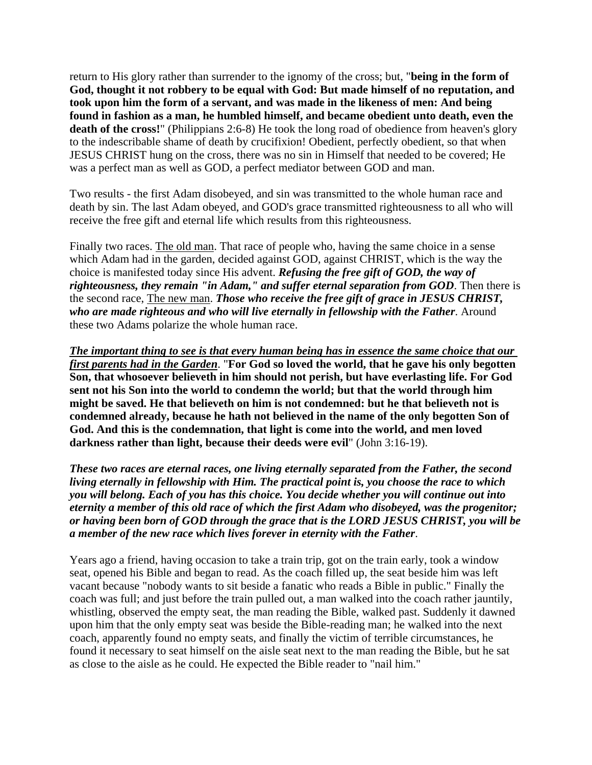return to His glory rather than surrender to the ignomy of the cross; but, "**being in the form of God, thought it not robbery to be equal with God: But made himself of no reputation, and took upon him the form of a servant, and was made in the likeness of men: And being found in fashion as a man, he humbled himself, and became obedient unto death, even the death of the cross!**" (Philippians 2:6-8) He took the long road of obedience from heaven's glory to the indescribable shame of death by crucifixion! Obedient, perfectly obedient, so that when JESUS CHRIST hung on the cross, there was no sin in Himself that needed to be covered; He was a perfect man as well as GOD, a perfect mediator between GOD and man.

Two results - the first Adam disobeyed, and sin was transmitted to the whole human race and death by sin. The last Adam obeyed, and GOD's grace transmitted righteousness to all who will receive the free gift and eternal life which results from this righteousness.

Finally two races. <u>The old man</u>. That race of people who, having the same choice in a sense which Adam had in the garden, decided against GOD, against CHRIST, which is the way the choice is manifested today since His advent. ***Refusing the free gift of GOD, the way of righteousness, they remain "in Adam," and suffer eternal separation from GOD***. Then there is the second race, <u>The new man</u>. ***Those who receive the free gift of grace in JESUS CHRIST, who are made righteous and who will live eternally in fellowship with the Father***. Around these two Adams polarize the whole human race.

***<u>The important thing to see is that every human being has in essence the same choice that our first parents had in the Garden</u>***. "**For God so loved the world, that he gave his only begotten Son, that whosoever believeth in him should not perish, but have everlasting life. For God sent not his Son into the world to condemn the world; but that the world through him might be saved. He that believeth on him is not condemned: but he that believeth not is condemned already, because he hath not believed in the name of the only begotten Son of God. And this is the condemnation, that light is come into the world, and men loved darkness rather than light, because their deeds were evil**" (John 3:16-19).

***These two races are eternal races, one living eternally separated from the Father, the second living eternally in fellowship with Him. The practical point is, you choose the race to which you will belong. Each of you has this choice. You decide whether you will continue out into eternity a member of this old race of which the first Adam who disobeyed, was the progenitor; or having been born of GOD through the grace that is the LORD JESUS CHRIST, you will be a member of the new race which lives forever in eternity with the Father***.

Years ago a friend, having occasion to take a train trip, got on the train early, took a window seat, opened his Bible and began to read. As the coach filled up, the seat beside him was left vacant because "nobody wants to sit beside a fanatic who reads a Bible in public." Finally the coach was full; and just before the train pulled out, a man walked into the coach rather jauntily, whistling, observed the empty seat, the man reading the Bible, walked past. Suddenly it dawned upon him that the only empty seat was beside the Bible-reading man; he walked into the next coach, apparently found no empty seats, and finally the victim of terrible circumstances, he found it necessary to seat himself on the aisle seat next to the man reading the Bible, but he sat as close to the aisle as he could. He expected the Bible reader to "nail him."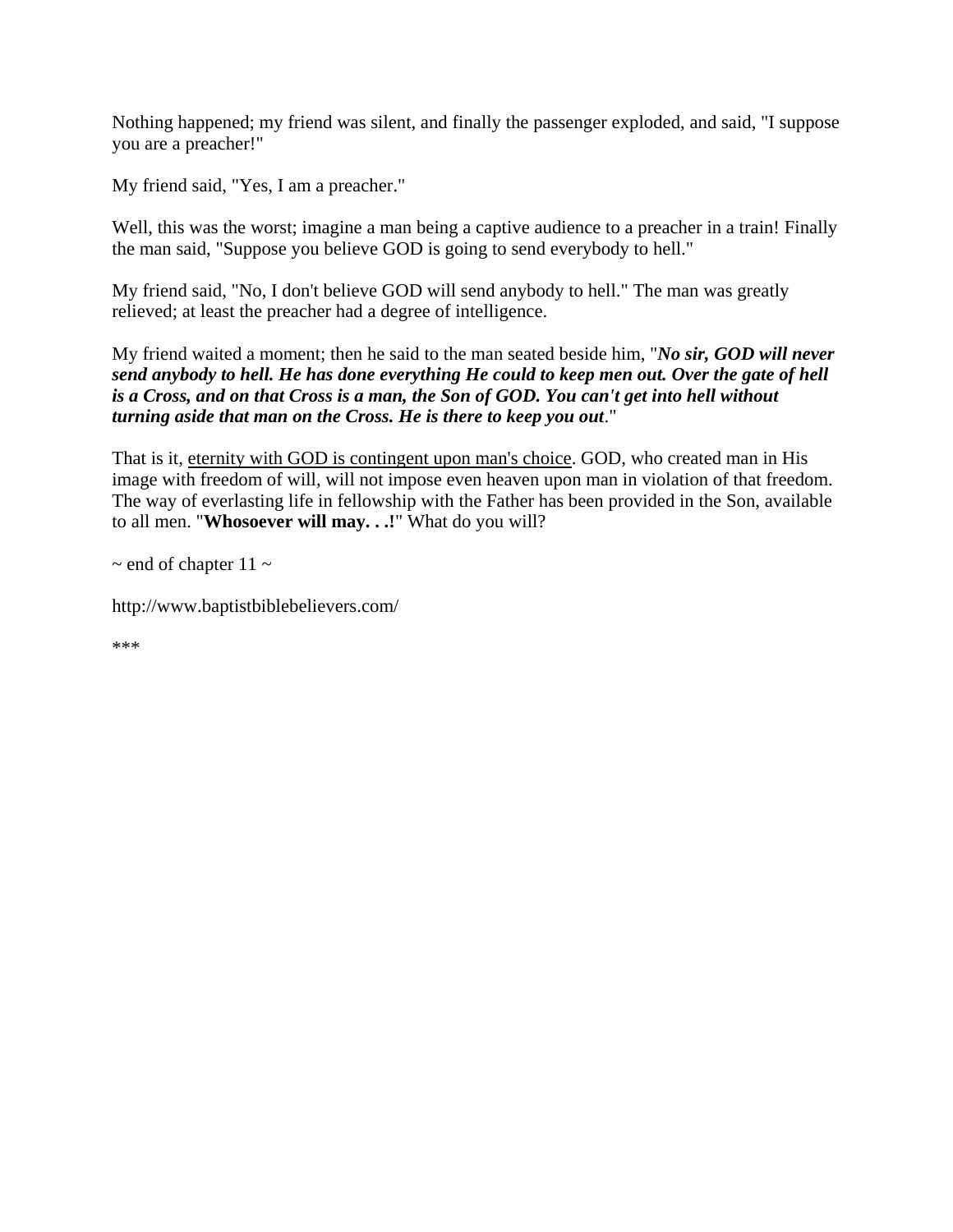Nothing happened; my friend was silent, and finally the passenger exploded, and said, "I suppose you are a preacher!"

My friend said, "Yes, I am a preacher."

Well, this was the worst; imagine a man being a captive audience to a preacher in a train! Finally the man said, "Suppose you believe GOD is going to send everybody to hell."

My friend said, "No, I don't believe GOD will send anybody to hell." The man was greatly relieved; at least the preacher had a degree of intelligence.

My friend waited a moment; then he said to the man seated beside him, "***No sir, GOD will never send anybody to hell. He has done everything He could to keep men out. Over the gate of hell is a Cross, and on that Cross is a man, the Son of GOD. You can't get into hell without turning aside that man on the Cross. He is there to keep you out***."

That is it, eternity with GOD is contingent upon man's choice. GOD, who created man in His image with freedom of will, will not impose even heaven upon man in violation of that freedom. The way of everlasting life in fellowship with the Father has been provided in the Son, available to all men. "**Whosoever will may. . .!**" What do you will?

~ end of chapter 11 ~

http://www.baptistbiblebelievers.com/

***